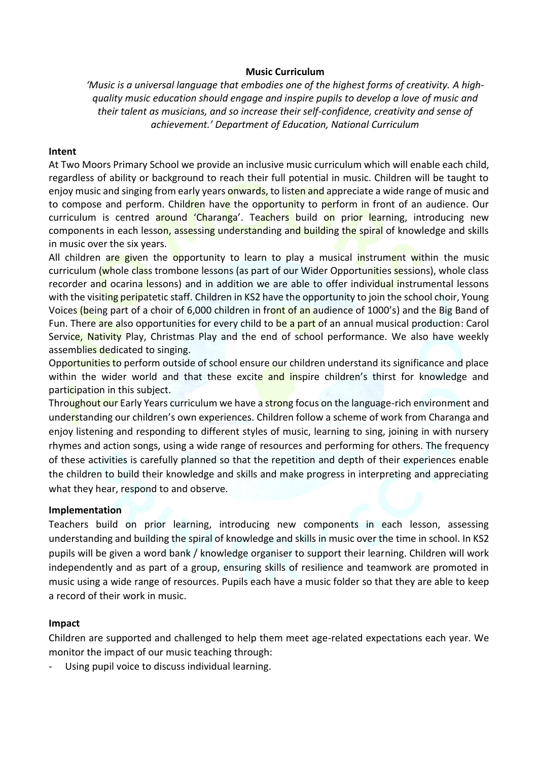# Music Curriculum

*'Music is a universal language that embodies one of the highest forms of creativity. A high-quality music education should engage and inspire pupils to develop a love of music and their talent as musicians, and so increase their self-confidence, creativity and sense of achievement.' Department of Education, National Curriculum*

## Intent

At Two Moors Primary School we provide an inclusive music curriculum which will enable each child, regardless of ability or background to reach their full potential in music. Children will be taught to enjoy music and singing from early years onwards, to listen and appreciate a wide range of music and to compose and perform. Children have the opportunity to perform in front of an audience. Our curriculum is centred around 'Charanga'. Teachers build on prior learning, introducing new components in each lesson, assessing understanding and building the spiral of knowledge and skills in music over the six years.

All children are given the opportunity to learn to play a musical instrument within the music curriculum (whole class trombone lessons (as part of our Wider Opportunities sessions), whole class recorder and ocarina lessons) and in addition we are able to offer individual instrumental lessons with the visiting peripatetic staff. Children in KS2 have the opportunity to join the school choir, Young Voices (being part of a choir of 6,000 children in front of an audience of 1000's) and the Big Band of Fun. There are also opportunities for every child to be a part of an annual musical production: Carol Service, Nativity Play, Christmas Play and the end of school performance. We also have weekly assemblies dedicated to singing.

Opportunities to perform outside of school ensure our children understand its significance and place within the wider world and that these excite and inspire children's thirst for knowledge and participation in this subject.

Throughout our Early Years curriculum we have a strong focus on the language-rich environment and understanding our children's own experiences. Children follow a scheme of work from Charanga and enjoy listening and responding to different styles of music, learning to sing, joining in with nursery rhymes and action songs, using a wide range of resources and performing for others. The frequency of these activities is carefully planned so that the repetition and depth of their experiences enable the children to build their knowledge and skills and make progress in interpreting and appreciating what they hear, respond to and observe.

## Implementation

Teachers build on prior learning, introducing new components in each lesson, assessing understanding and building the spiral of knowledge and skills in music over the time in school. In KS2 pupils will be given a word bank / knowledge organiser to support their learning. Children will work independently and as part of a group, ensuring skills of resilience and teamwork are promoted in music using a wide range of resources. Pupils each have a music folder so that they are able to keep a record of their work in music.

## Impact

Children are supported and challenged to help them meet age-related expectations each year. We monitor the impact of our music teaching through:

- Using pupil voice to discuss individual learning.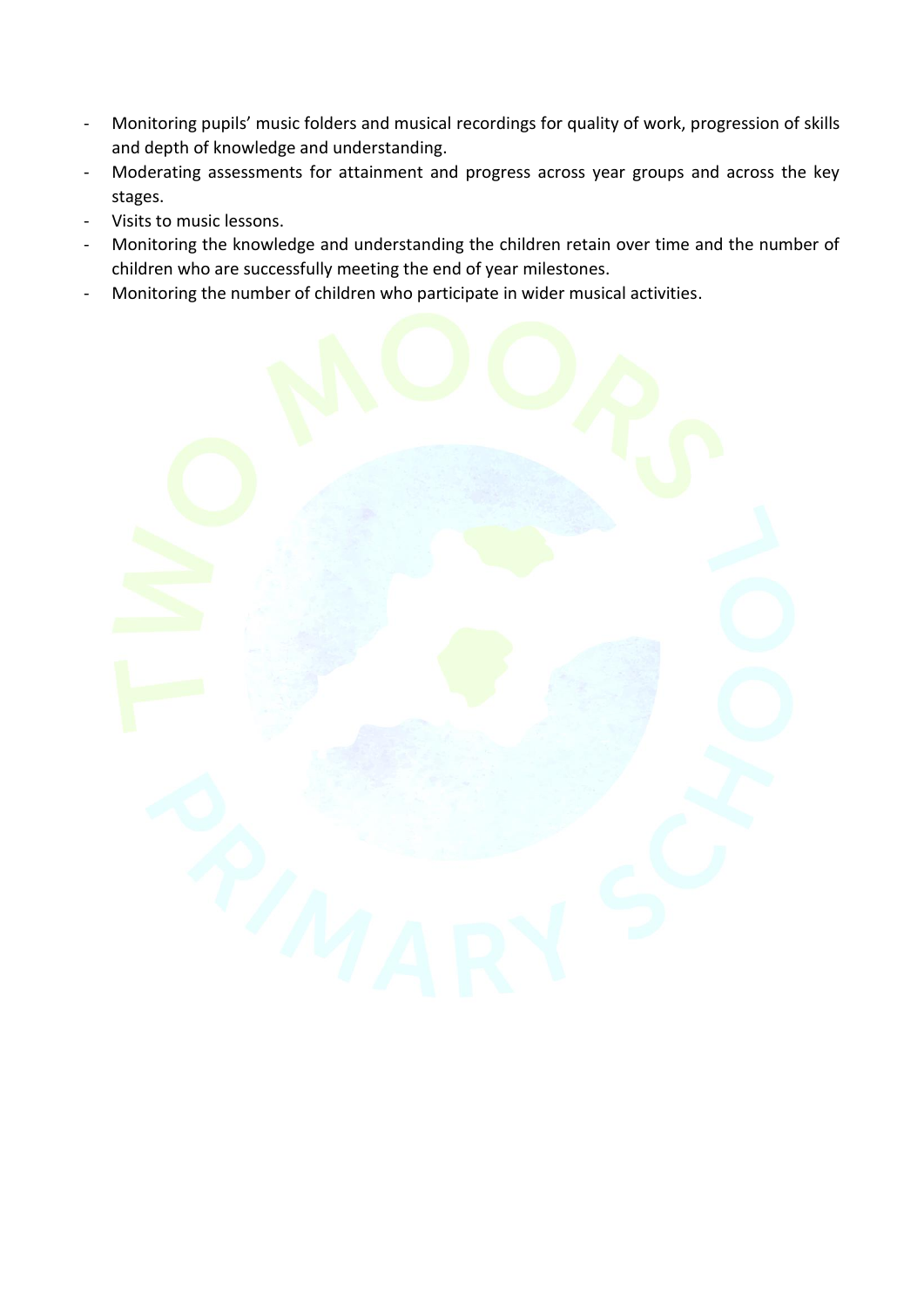- Monitoring pupils' music folders and musical recordings for quality of work, progression of skills and depth of knowledge and understanding.
- Moderating assessments for attainment and progress across year groups and across the key stages.
- Visits to music lessons.
- Monitoring the knowledge and understanding the children retain over time and the number of children who are successfully meeting the end of year milestones.
- Monitoring the number of children who participate in wider musical activities.